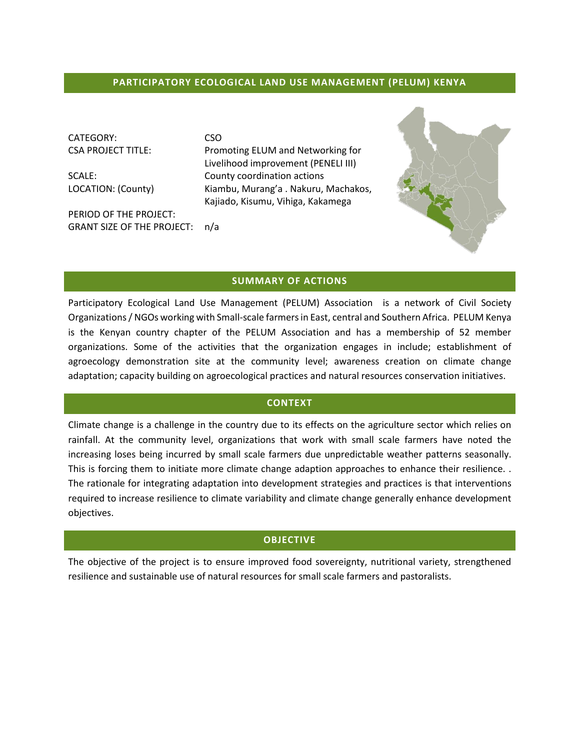# PARTICIPATORY ECOLOGICAL LAND USE MANAGEMENT (PELUM) KENYA

| | |
|---|---|
| CATEGORY: | CSO |
| CSA PROJECT TITLE: | Promoting ELUM and Networking for Livelihood improvement (PENELI III) |
| SCALE: | County coordination actions |
| LOCATION: (County) | Kiambu, Murang'a . Nakuru, Machakos, Kajiado, Kisumu, Vihiga, Kakamega |
| PERIOD OF THE PROJECT: | |
| GRANT SIZE OF THE PROJECT: | n/a |

## SUMMARY OF ACTIONS

Participatory Ecological Land Use Management (PELUM) Association is a network of Civil Society Organizations / NGOs working with Small-scale farmers in East, central and Southern Africa. PELUM Kenya is the Kenyan country chapter of the PELUM Association and has a membership of 52 member organizations. Some of the activities that the organization engages in include; establishment of agroecology demonstration site at the community level; awareness creation on climate change adaptation; capacity building on agroecological practices and natural resources conservation initiatives.

## CONTEXT

Climate change is a challenge in the country due to its effects on the agriculture sector which relies on rainfall. At the community level, organizations that work with small scale farmers have noted the increasing loses being incurred by small scale farmers due unpredictable weather patterns seasonally. This is forcing them to initiate more climate change adaption approaches to enhance their resilience. . The rationale for integrating adaptation into development strategies and practices is that interventions required to increase resilience to climate variability and climate change generally enhance development objectives.

## OBJECTIVE

The objective of the project is to ensure improved food sovereignty, nutritional variety, strengthened resilience and sustainable use of natural resources for small scale farmers and pastoralists.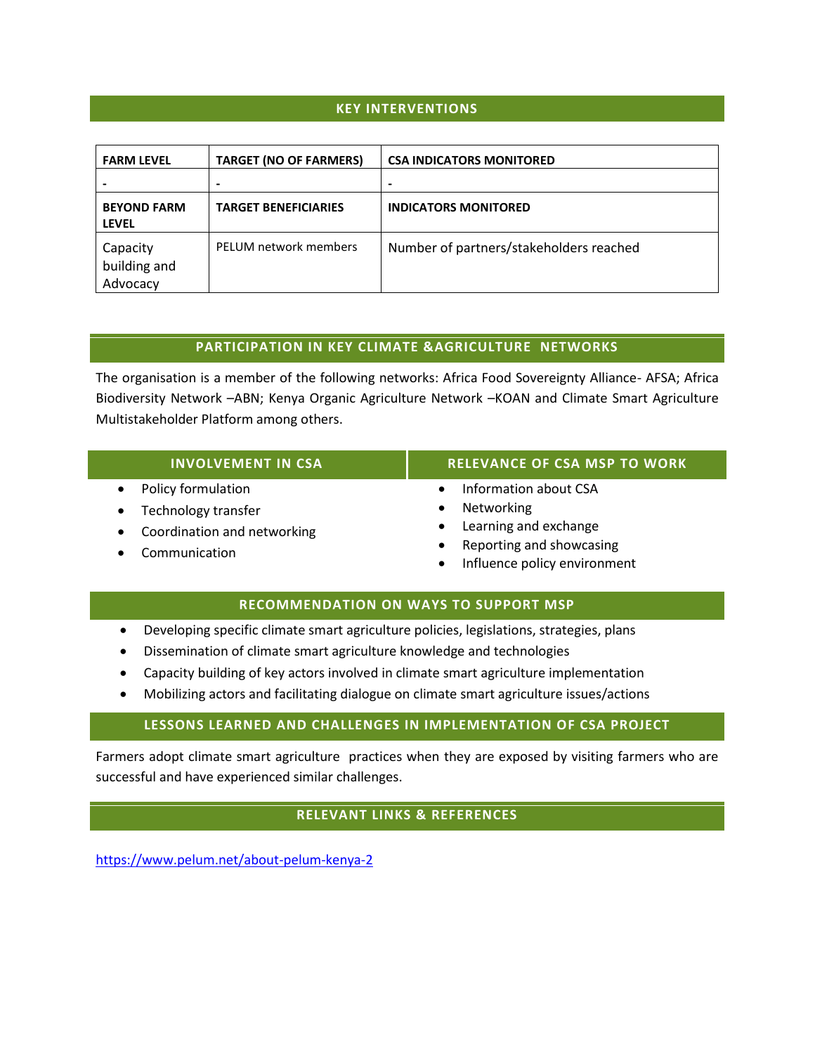## KEY INTERVENTIONS

| FARM LEVEL | TARGET (NO OF FARMERS) | CSA INDICATORS MONITORED |
|---|---|---|
| - | - | - |
| **BEYOND FARM LEVEL** | **TARGET BENEFICIARIES** | **INDICATORS MONITORED** |
| Capacity building and Advocacy | PELUM network members | Number of partners/stakeholders reached |

## PARTICIPATION IN KEY CLIMATE &AGRICULTURE NETWORKS

The organisation is a member of the following networks: Africa Food Sovereignty Alliance- AFSA; Africa Biodiversity Network –ABN; Kenya Organic Agriculture Network –KOAN and Climate Smart Agriculture Multistakeholder Platform among others.

## INVOLVEMENT IN CSA

- Policy formulation
- Technology transfer
- Coordination and networking
- Communication

## RELEVANCE OF CSA MSP TO WORK

- Information about CSA
- Networking
- Learning and exchange
- Reporting and showcasing
- Influence policy environment

## RECOMMENDATION ON WAYS TO SUPPORT MSP

- Developing specific climate smart agriculture policies, legislations, strategies, plans
- Dissemination of climate smart agriculture knowledge and technologies
- Capacity building of key actors involved in climate smart agriculture implementation
- Mobilizing actors and facilitating dialogue on climate smart agriculture issues/actions

## LESSONS LEARNED AND CHALLENGES IN IMPLEMENTATION OF CSA PROJECT

Farmers adopt climate smart agriculture practices when they are exposed by visiting farmers who are successful and have experienced similar challenges.

## RELEVANT LINKS & REFERENCES

https://www.pelum.net/about-pelum-kenya-2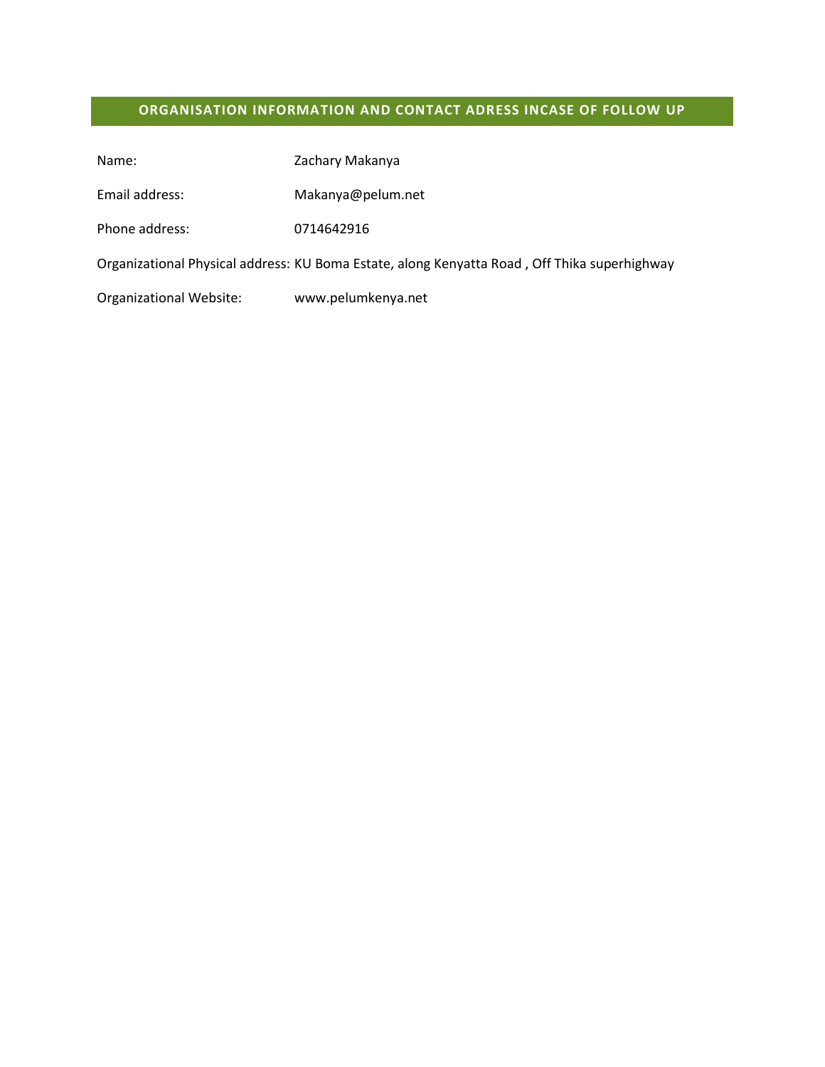## ORGANISATION INFORMATION AND CONTACT ADRESS INCASE OF FOLLOW UP

| | |
|---|---|
| Name: | Zachary Makanya |
| Email address: | Makanya@pelum.net |
| Phone address: | 0714642916 |
| Organizational Physical address: | KU Boma Estate, along Kenyatta Road , Off Thika superhighway |
| Organizational Website: | www.pelumkenya.net |